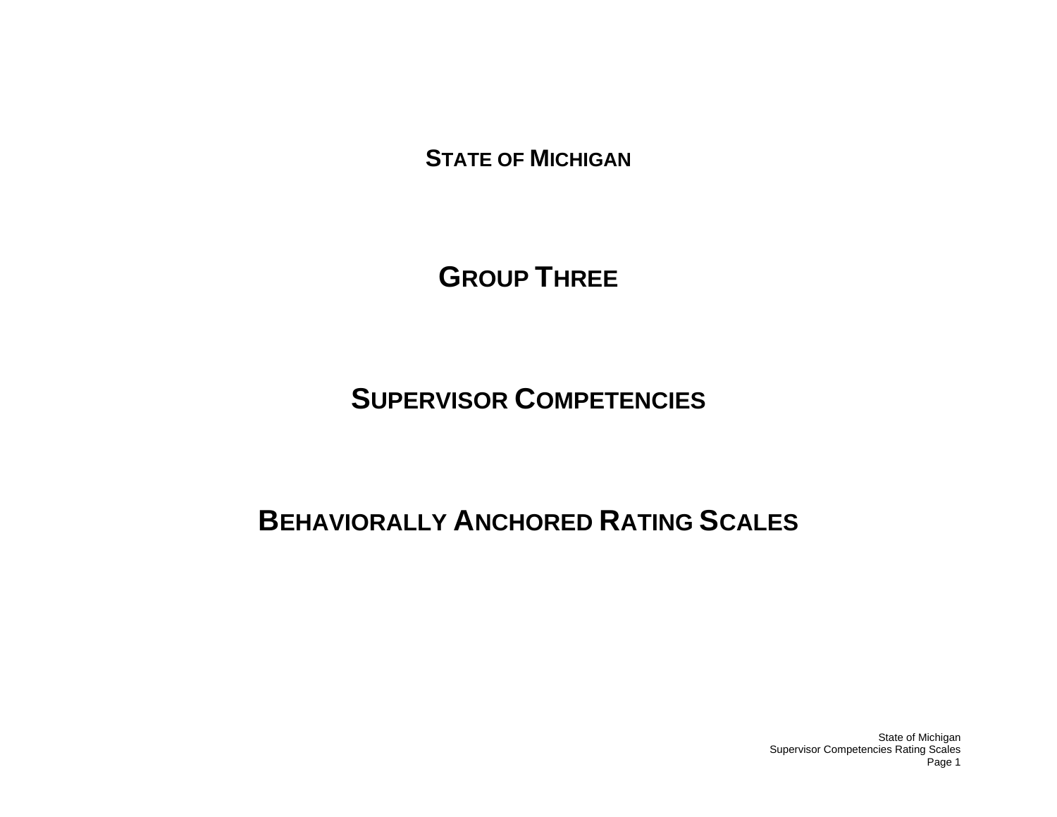# STATE OF MICHIGAN

# GROUP THREE

# SUPERVISOR COMPETENCIES

# BEHAVIORALLY ANCHORED RATING SCALES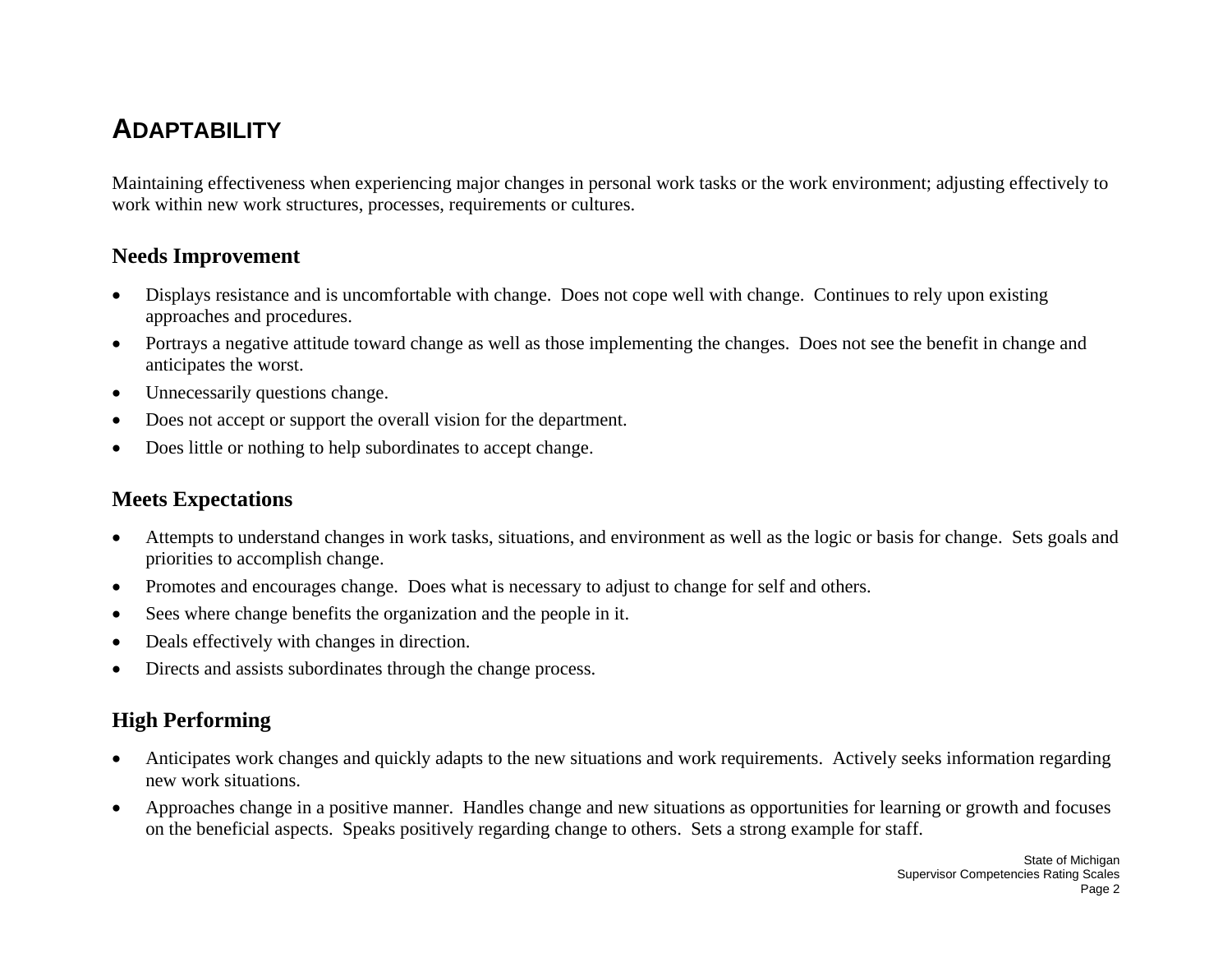# ADAPTABILITY

Maintaining effectiveness when experiencing major changes in personal work tasks or the work environment; adjusting effectively to work within new work structures, processes, requirements or cultures.

## Needs Improvement

- Displays resistance and is uncomfortable with change. Does not cope well with change. Continues to rely upon existing approaches and procedures.
- Portrays a negative attitude toward change as well as those implementing the changes. Does not see the benefit in change and anticipates the worst.
- Unnecessarily questions change.
- Does not accept or support the overall vision for the department.
- Does little or nothing to help subordinates to accept change.

## Meets Expectations

- Attempts to understand changes in work tasks, situations, and environment as well as the logic or basis for change. Sets goals and priorities to accomplish change.
- Promotes and encourages change. Does what is necessary to adjust to change for self and others.
- Sees where change benefits the organization and the people in it.
- Deals effectively with changes in direction.
- Directs and assists subordinates through the change process.

## High Performing

- Anticipates work changes and quickly adapts to the new situations and work requirements. Actively seeks information regarding new work situations.
- Approaches change in a positive manner. Handles change and new situations as opportunities for learning or growth and focuses on the beneficial aspects. Speaks positively regarding change to others. Sets a strong example for staff.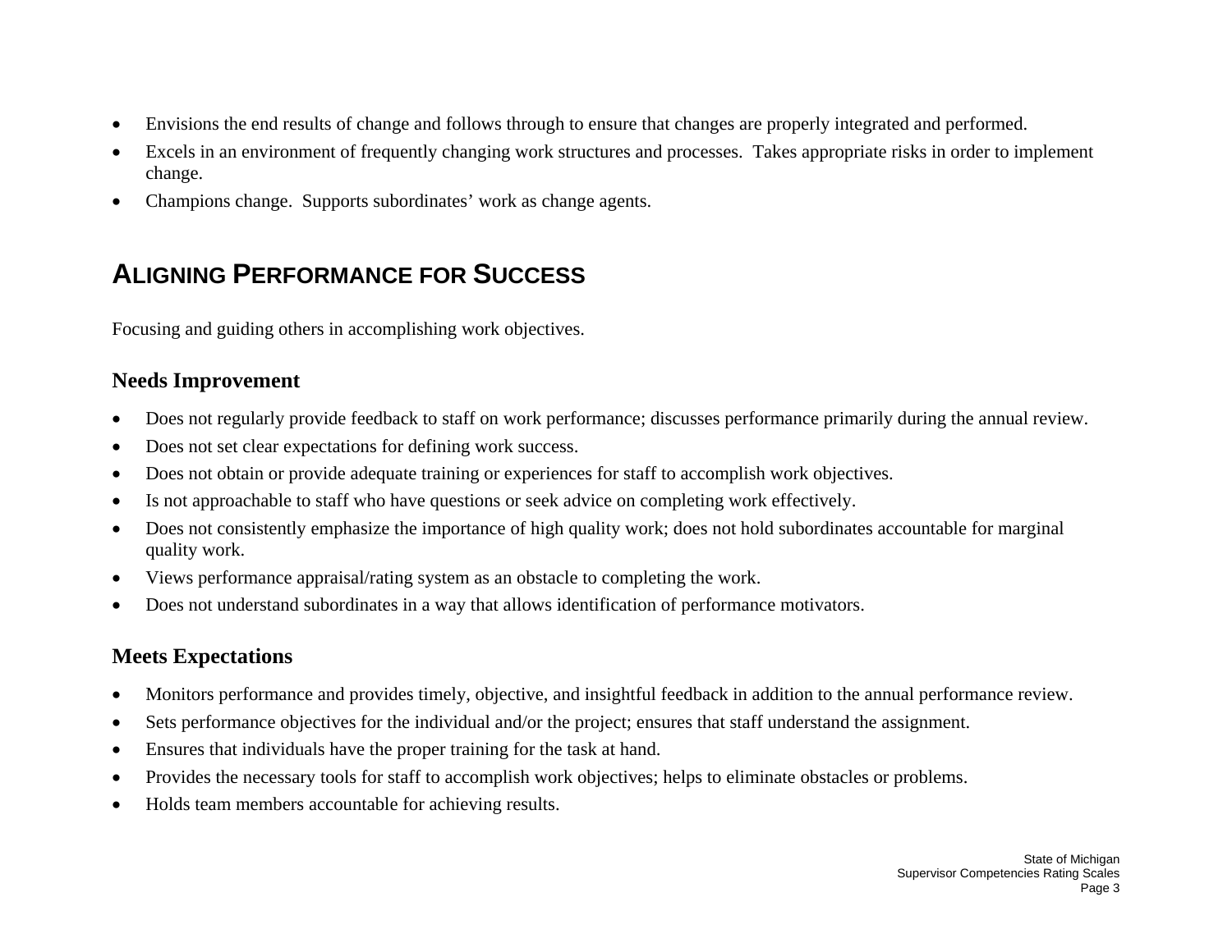- Envisions the end results of change and follows through to ensure that changes are properly integrated and performed.
- Excels in an environment of frequently changing work structures and processes. Takes appropriate risks in order to implement change.
- Champions change. Supports subordinates' work as change agents.

## ALIGNING PERFORMANCE FOR SUCCESS

Focusing and guiding others in accomplishing work objectives.

### Needs Improvement

- Does not regularly provide feedback to staff on work performance; discusses performance primarily during the annual review.
- Does not set clear expectations for defining work success.
- Does not obtain or provide adequate training or experiences for staff to accomplish work objectives.
- Is not approachable to staff who have questions or seek advice on completing work effectively.
- Does not consistently emphasize the importance of high quality work; does not hold subordinates accountable for marginal quality work.
- Views performance appraisal/rating system as an obstacle to completing the work.
- Does not understand subordinates in a way that allows identification of performance motivators.

### Meets Expectations

- Monitors performance and provides timely, objective, and insightful feedback in addition to the annual performance review.
- Sets performance objectives for the individual and/or the project; ensures that staff understand the assignment.
- Ensures that individuals have the proper training for the task at hand.
- Provides the necessary tools for staff to accomplish work objectives; helps to eliminate obstacles or problems.
- Holds team members accountable for achieving results.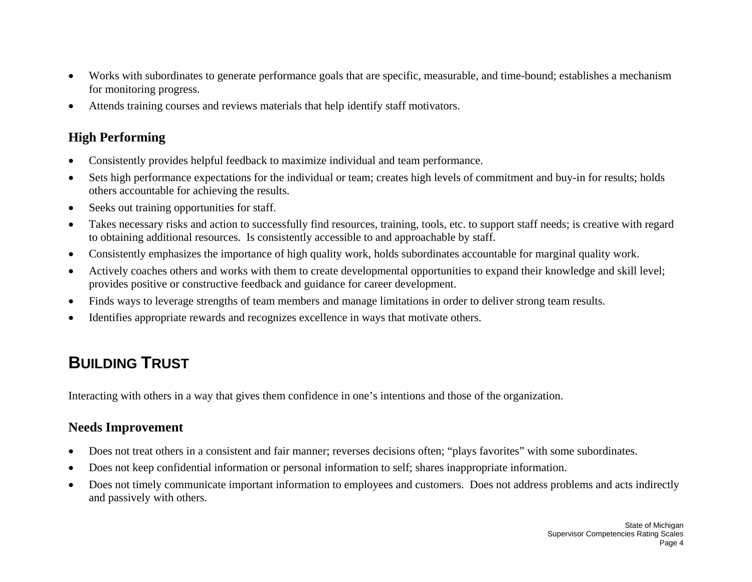- Works with subordinates to generate performance goals that are specific, measurable, and time-bound; establishes a mechanism for monitoring progress.
- Attends training courses and reviews materials that help identify staff motivators.

### High Performing

- Consistently provides helpful feedback to maximize individual and team performance.
- Sets high performance expectations for the individual or team; creates high levels of commitment and buy-in for results; holds others accountable for achieving the results.
- Seeks out training opportunities for staff.
- Takes necessary risks and action to successfully find resources, training, tools, etc. to support staff needs; is creative with regard to obtaining additional resources. Is consistently accessible to and approachable by staff.
- Consistently emphasizes the importance of high quality work, holds subordinates accountable for marginal quality work.
- Actively coaches others and works with them to create developmental opportunities to expand their knowledge and skill level; provides positive or constructive feedback and guidance for career development.
- Finds ways to leverage strengths of team members and manage limitations in order to deliver strong team results.
- Identifies appropriate rewards and recognizes excellence in ways that motivate others.

## Building Trust

Interacting with others in a way that gives them confidence in one's intentions and those of the organization.

### Needs Improvement

- Does not treat others in a consistent and fair manner; reverses decisions often; "plays favorites" with some subordinates.
- Does not keep confidential information or personal information to self; shares inappropriate information.
- Does not timely communicate important information to employees and customers. Does not address problems and acts indirectly and passively with others.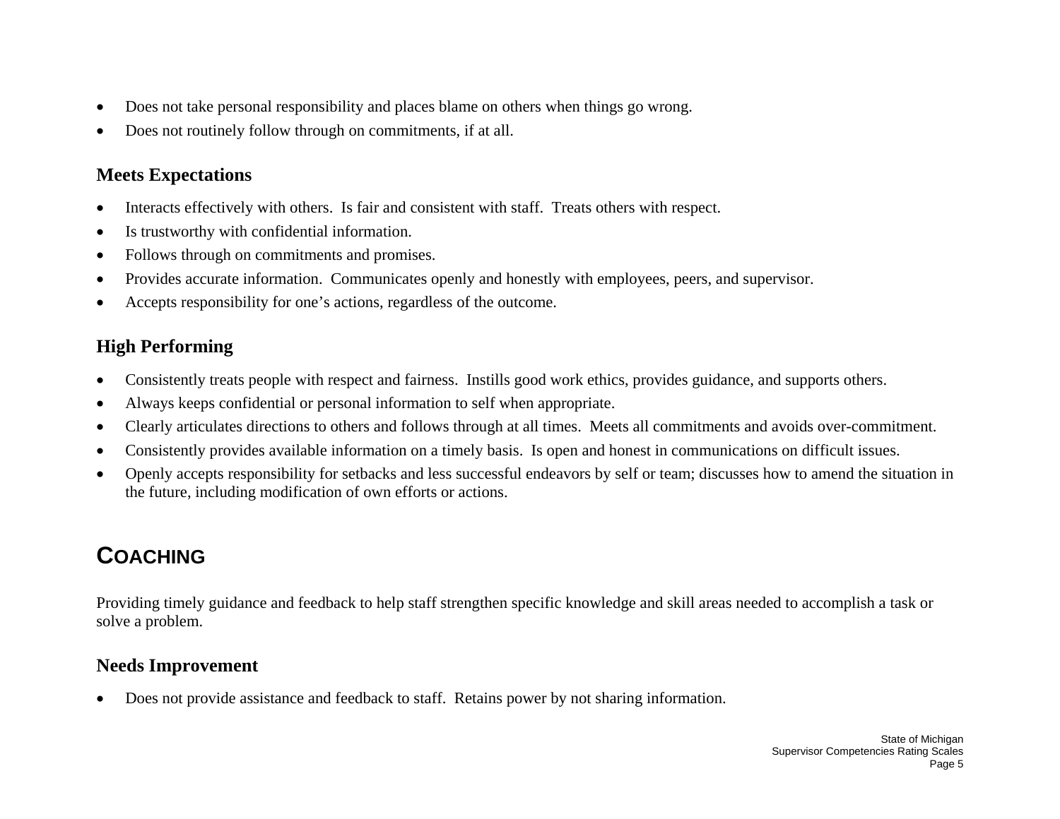- Does not take personal responsibility and places blame on others when things go wrong.
- Does not routinely follow through on commitments, if at all.

### Meets Expectations

- Interacts effectively with others. Is fair and consistent with staff. Treats others with respect.
- Is trustworthy with confidential information.
- Follows through on commitments and promises.
- Provides accurate information. Communicates openly and honestly with employees, peers, and supervisor.
- Accepts responsibility for one's actions, regardless of the outcome.

### High Performing

- Consistently treats people with respect and fairness. Instills good work ethics, provides guidance, and supports others.
- Always keeps confidential or personal information to self when appropriate.
- Clearly articulates directions to others and follows through at all times. Meets all commitments and avoids over-commitment.
- Consistently provides available information on a timely basis. Is open and honest in communications on difficult issues.
- Openly accepts responsibility for setbacks and less successful endeavors by self or team; discusses how to amend the situation in the future, including modification of own efforts or actions.

## COACHING

Providing timely guidance and feedback to help staff strengthen specific knowledge and skill areas needed to accomplish a task or solve a problem.

### Needs Improvement

- Does not provide assistance and feedback to staff. Retains power by not sharing information.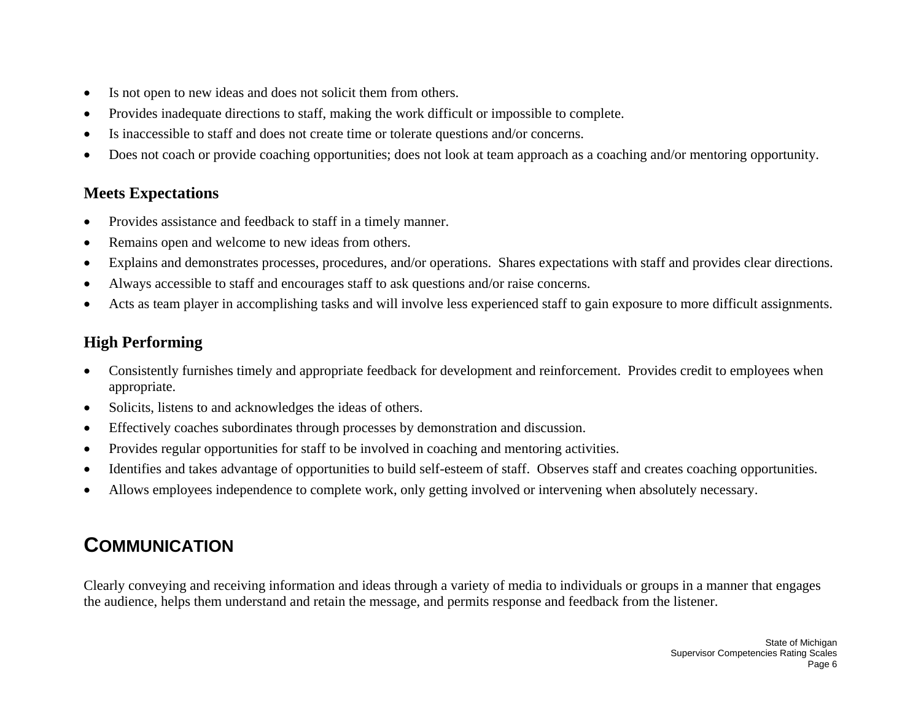- Is not open to new ideas and does not solicit them from others.
- Provides inadequate directions to staff, making the work difficult or impossible to complete.
- Is inaccessible to staff and does not create time or tolerate questions and/or concerns.
- Does not coach or provide coaching opportunities; does not look at team approach as a coaching and/or mentoring opportunity.

### Meets Expectations

- Provides assistance and feedback to staff in a timely manner.
- Remains open and welcome to new ideas from others.
- Explains and demonstrates processes, procedures, and/or operations. Shares expectations with staff and provides clear directions.
- Always accessible to staff and encourages staff to ask questions and/or raise concerns.
- Acts as team player in accomplishing tasks and will involve less experienced staff to gain exposure to more difficult assignments.

### High Performing

- Consistently furnishes timely and appropriate feedback for development and reinforcement. Provides credit to employees when appropriate.
- Solicits, listens to and acknowledges the ideas of others.
- Effectively coaches subordinates through processes by demonstration and discussion.
- Provides regular opportunities for staff to be involved in coaching and mentoring activities.
- Identifies and takes advantage of opportunities to build self-esteem of staff. Observes staff and creates coaching opportunities.
- Allows employees independence to complete work, only getting involved or intervening when absolutely necessary.

## Communication

Clearly conveying and receiving information and ideas through a variety of media to individuals or groups in a manner that engages the audience, helps them understand and retain the message, and permits response and feedback from the listener.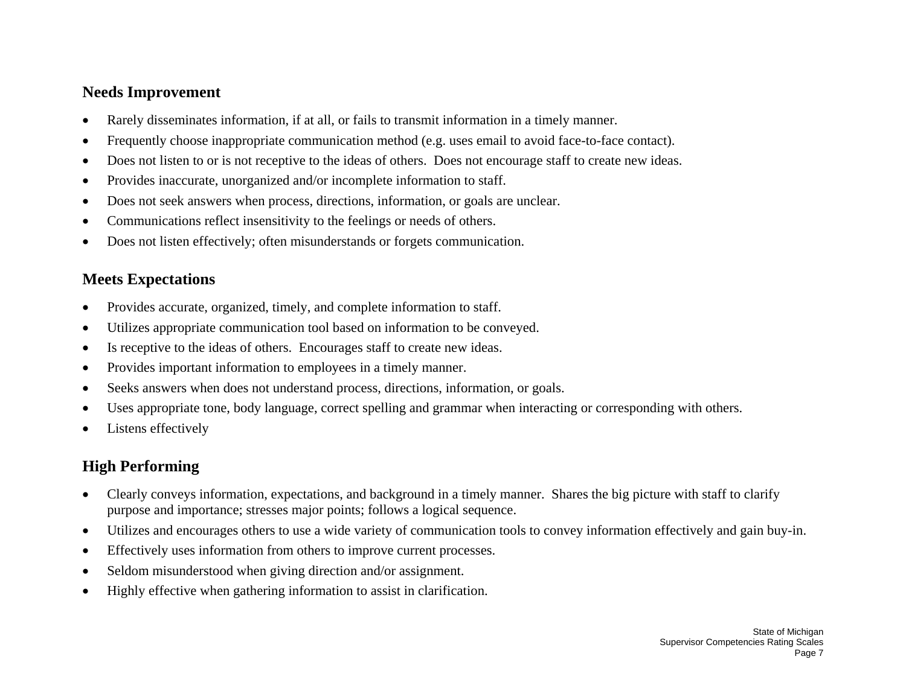## Needs Improvement

- Rarely disseminates information, if at all, or fails to transmit information in a timely manner.
- Frequently choose inappropriate communication method (e.g. uses email to avoid face-to-face contact).
- Does not listen to or is not receptive to the ideas of others. Does not encourage staff to create new ideas.
- Provides inaccurate, unorganized and/or incomplete information to staff.
- Does not seek answers when process, directions, information, or goals are unclear.
- Communications reflect insensitivity to the feelings or needs of others.
- Does not listen effectively; often misunderstands or forgets communication.

## Meets Expectations

- Provides accurate, organized, timely, and complete information to staff.
- Utilizes appropriate communication tool based on information to be conveyed.
- Is receptive to the ideas of others. Encourages staff to create new ideas.
- Provides important information to employees in a timely manner.
- Seeks answers when does not understand process, directions, information, or goals.
- Uses appropriate tone, body language, correct spelling and grammar when interacting or corresponding with others.
- Listens effectively

## High Performing

- Clearly conveys information, expectations, and background in a timely manner. Shares the big picture with staff to clarify purpose and importance; stresses major points; follows a logical sequence.
- Utilizes and encourages others to use a wide variety of communication tools to convey information effectively and gain buy-in.
- Effectively uses information from others to improve current processes.
- Seldom misunderstood when giving direction and/or assignment.
- Highly effective when gathering information to assist in clarification.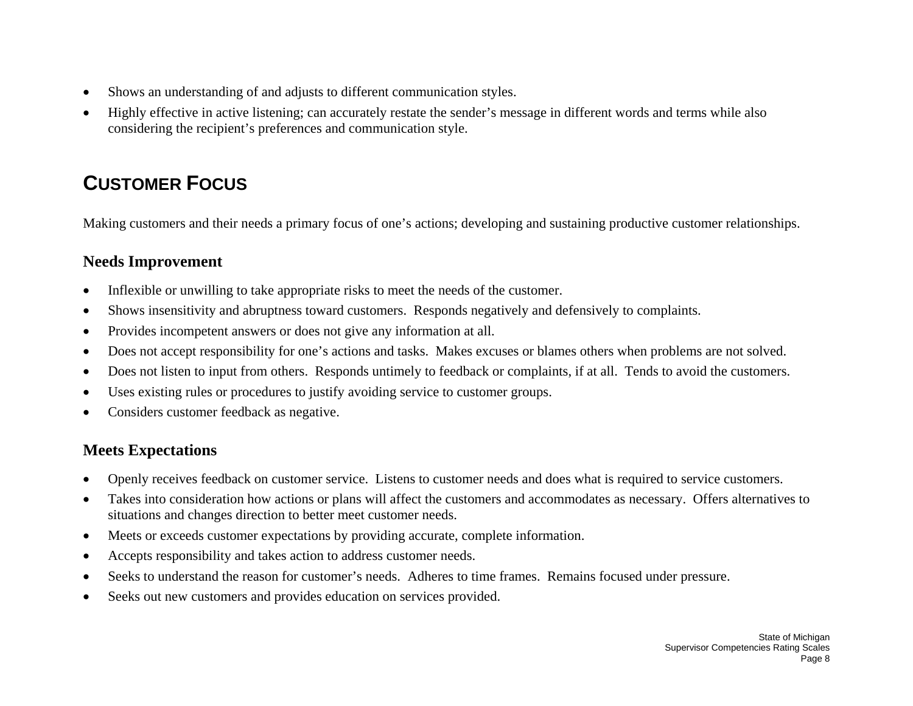- Shows an understanding of and adjusts to different communication styles.
- Highly effective in active listening; can accurately restate the sender's message in different words and terms while also considering the recipient's preferences and communication style.

## CUSTOMER FOCUS

Making customers and their needs a primary focus of one's actions; developing and sustaining productive customer relationships.

### Needs Improvement

- Inflexible or unwilling to take appropriate risks to meet the needs of the customer.
- Shows insensitivity and abruptness toward customers. Responds negatively and defensively to complaints.
- Provides incompetent answers or does not give any information at all.
- Does not accept responsibility for one's actions and tasks. Makes excuses or blames others when problems are not solved.
- Does not listen to input from others. Responds untimely to feedback or complaints, if at all. Tends to avoid the customers.
- Uses existing rules or procedures to justify avoiding service to customer groups.
- Considers customer feedback as negative.

### Meets Expectations

- Openly receives feedback on customer service. Listens to customer needs and does what is required to service customers.
- Takes into consideration how actions or plans will affect the customers and accommodates as necessary. Offers alternatives to situations and changes direction to better meet customer needs.
- Meets or exceeds customer expectations by providing accurate, complete information.
- Accepts responsibility and takes action to address customer needs.
- Seeks to understand the reason for customer's needs. Adheres to time frames. Remains focused under pressure.
- Seeks out new customers and provides education on services provided.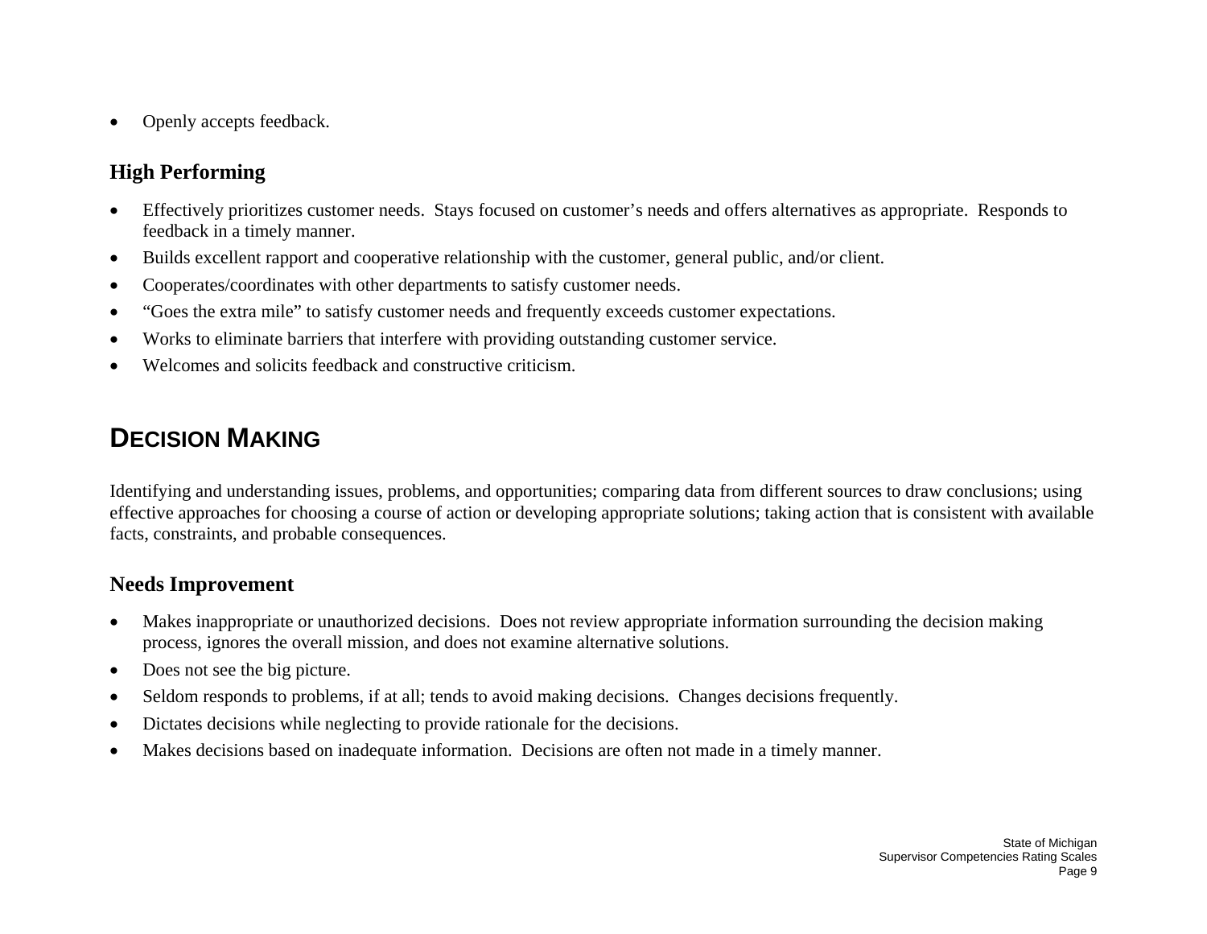- Openly accepts feedback.

### High Performing

- Effectively prioritizes customer needs.  Stays focused on customer's needs and offers alternatives as appropriate.  Responds to feedback in a timely manner.
- Builds excellent rapport and cooperative relationship with the customer, general public, and/or client.
- Cooperates/coordinates with other departments to satisfy customer needs.
- "Goes the extra mile" to satisfy customer needs and frequently exceeds customer expectations.
- Works to eliminate barriers that interfere with providing outstanding customer service.
- Welcomes and solicits feedback and constructive criticism.

## DECISION MAKING

Identifying and understanding issues, problems, and opportunities; comparing data from different sources to draw conclusions; using effective approaches for choosing a course of action or developing appropriate solutions; taking action that is consistent with available facts, constraints, and probable consequences.

### Needs Improvement

- Makes inappropriate or unauthorized decisions.  Does not review appropriate information surrounding the decision making process, ignores the overall mission, and does not examine alternative solutions.
- Does not see the big picture.
- Seldom responds to problems, if at all; tends to avoid making decisions.  Changes decisions frequently.
- Dictates decisions while neglecting to provide rationale for the decisions.
- Makes decisions based on inadequate information.  Decisions are often not made in a timely manner.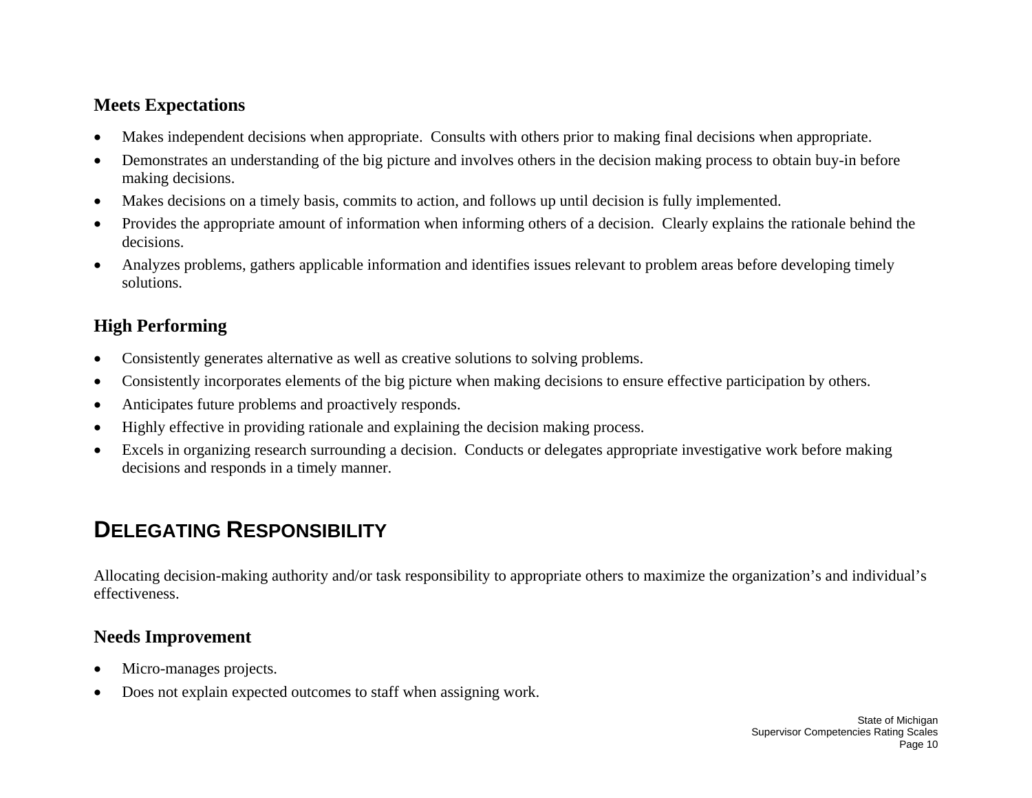### Meets Expectations

- Makes independent decisions when appropriate. Consults with others prior to making final decisions when appropriate.
- Demonstrates an understanding of the big picture and involves others in the decision making process to obtain buy-in before making decisions.
- Makes decisions on a timely basis, commits to action, and follows up until decision is fully implemented.
- Provides the appropriate amount of information when informing others of a decision. Clearly explains the rationale behind the decisions.
- Analyzes problems, gathers applicable information and identifies issues relevant to problem areas before developing timely solutions.

### High Performing

- Consistently generates alternative as well as creative solutions to solving problems.
- Consistently incorporates elements of the big picture when making decisions to ensure effective participation by others.
- Anticipates future problems and proactively responds.
- Highly effective in providing rationale and explaining the decision making process.
- Excels in organizing research surrounding a decision. Conducts or delegates appropriate investigative work before making decisions and responds in a timely manner.

## DELEGATING RESPONSIBILITY

Allocating decision-making authority and/or task responsibility to appropriate others to maximize the organization's and individual's effectiveness.

### Needs Improvement

- Micro-manages projects.
- Does not explain expected outcomes to staff when assigning work.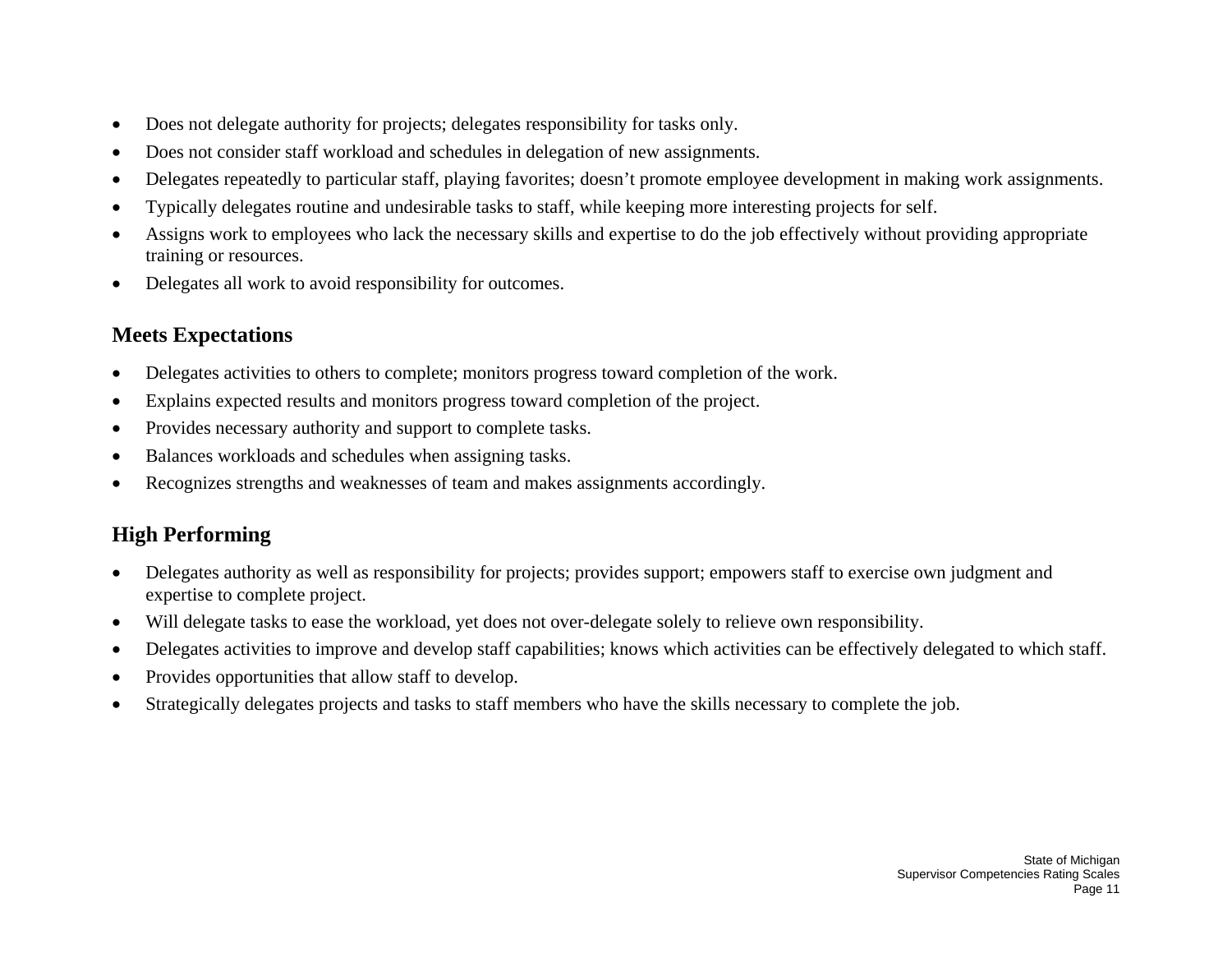- Does not delegate authority for projects; delegates responsibility for tasks only.
- Does not consider staff workload and schedules in delegation of new assignments.
- Delegates repeatedly to particular staff, playing favorites; doesn't promote employee development in making work assignments.
- Typically delegates routine and undesirable tasks to staff, while keeping more interesting projects for self.
- Assigns work to employees who lack the necessary skills and expertise to do the job effectively without providing appropriate training or resources.
- Delegates all work to avoid responsibility for outcomes.

## Meets Expectations

- Delegates activities to others to complete; monitors progress toward completion of the work.
- Explains expected results and monitors progress toward completion of the project.
- Provides necessary authority and support to complete tasks.
- Balances workloads and schedules when assigning tasks.
- Recognizes strengths and weaknesses of team and makes assignments accordingly.

## High Performing

- Delegates authority as well as responsibility for projects; provides support; empowers staff to exercise own judgment and expertise to complete project.
- Will delegate tasks to ease the workload, yet does not over-delegate solely to relieve own responsibility.
- Delegates activities to improve and develop staff capabilities; knows which activities can be effectively delegated to which staff.
- Provides opportunities that allow staff to develop.
- Strategically delegates projects and tasks to staff members who have the skills necessary to complete the job.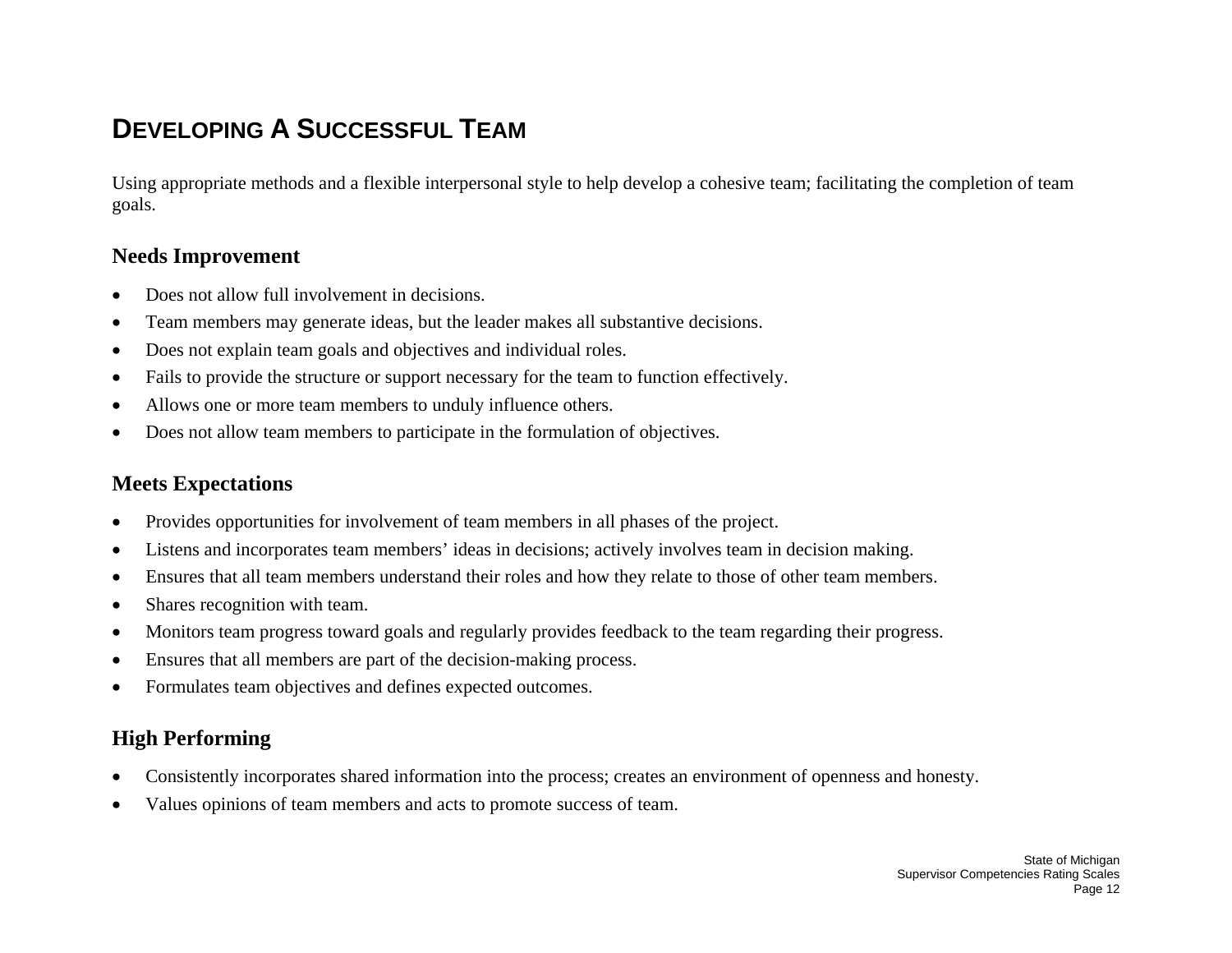# DEVELOPING A SUCCESSFUL TEAM

Using appropriate methods and a flexible interpersonal style to help develop a cohesive team; facilitating the completion of team goals.

## Needs Improvement

- Does not allow full involvement in decisions.
- Team members may generate ideas, but the leader makes all substantive decisions.
- Does not explain team goals and objectives and individual roles.
- Fails to provide the structure or support necessary for the team to function effectively.
- Allows one or more team members to unduly influence others.
- Does not allow team members to participate in the formulation of objectives.

## Meets Expectations

- Provides opportunities for involvement of team members in all phases of the project.
- Listens and incorporates team members' ideas in decisions; actively involves team in decision making.
- Ensures that all team members understand their roles and how they relate to those of other team members.
- Shares recognition with team.
- Monitors team progress toward goals and regularly provides feedback to the team regarding their progress.
- Ensures that all members are part of the decision-making process.
- Formulates team objectives and defines expected outcomes.

## High Performing

- Consistently incorporates shared information into the process; creates an environment of openness and honesty.
- Values opinions of team members and acts to promote success of team.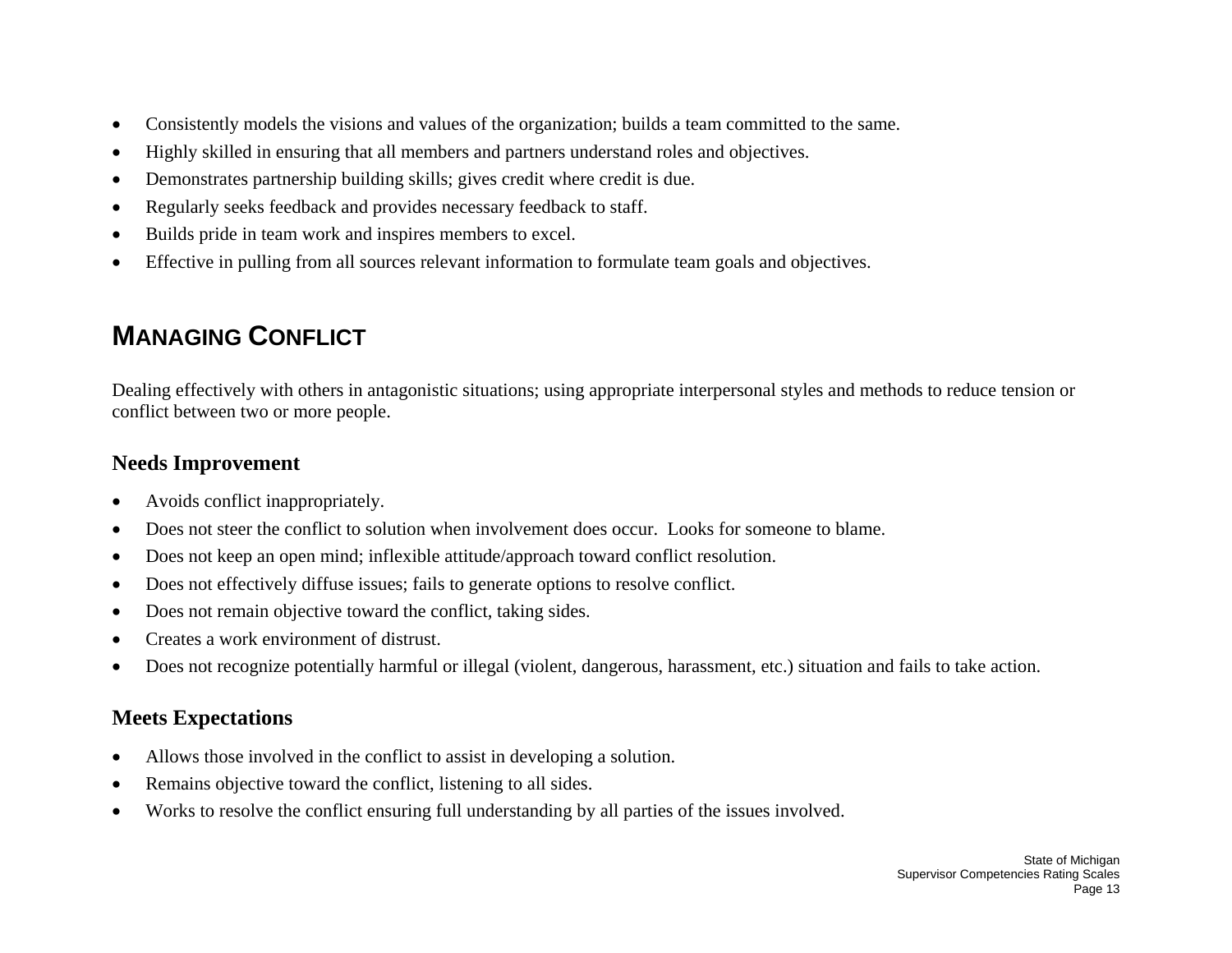- Consistently models the visions and values of the organization; builds a team committed to the same.
- Highly skilled in ensuring that all members and partners understand roles and objectives.
- Demonstrates partnership building skills; gives credit where credit is due.
- Regularly seeks feedback and provides necessary feedback to staff.
- Builds pride in team work and inspires members to excel.
- Effective in pulling from all sources relevant information to formulate team goals and objectives.

## MANAGING CONFLICT

Dealing effectively with others in antagonistic situations; using appropriate interpersonal styles and methods to reduce tension or conflict between two or more people.

### Needs Improvement

- Avoids conflict inappropriately.
- Does not steer the conflict to solution when involvement does occur. Looks for someone to blame.
- Does not keep an open mind; inflexible attitude/approach toward conflict resolution.
- Does not effectively diffuse issues; fails to generate options to resolve conflict.
- Does not remain objective toward the conflict, taking sides.
- Creates a work environment of distrust.
- Does not recognize potentially harmful or illegal (violent, dangerous, harassment, etc.) situation and fails to take action.

### Meets Expectations

- Allows those involved in the conflict to assist in developing a solution.
- Remains objective toward the conflict, listening to all sides.
- Works to resolve the conflict ensuring full understanding by all parties of the issues involved.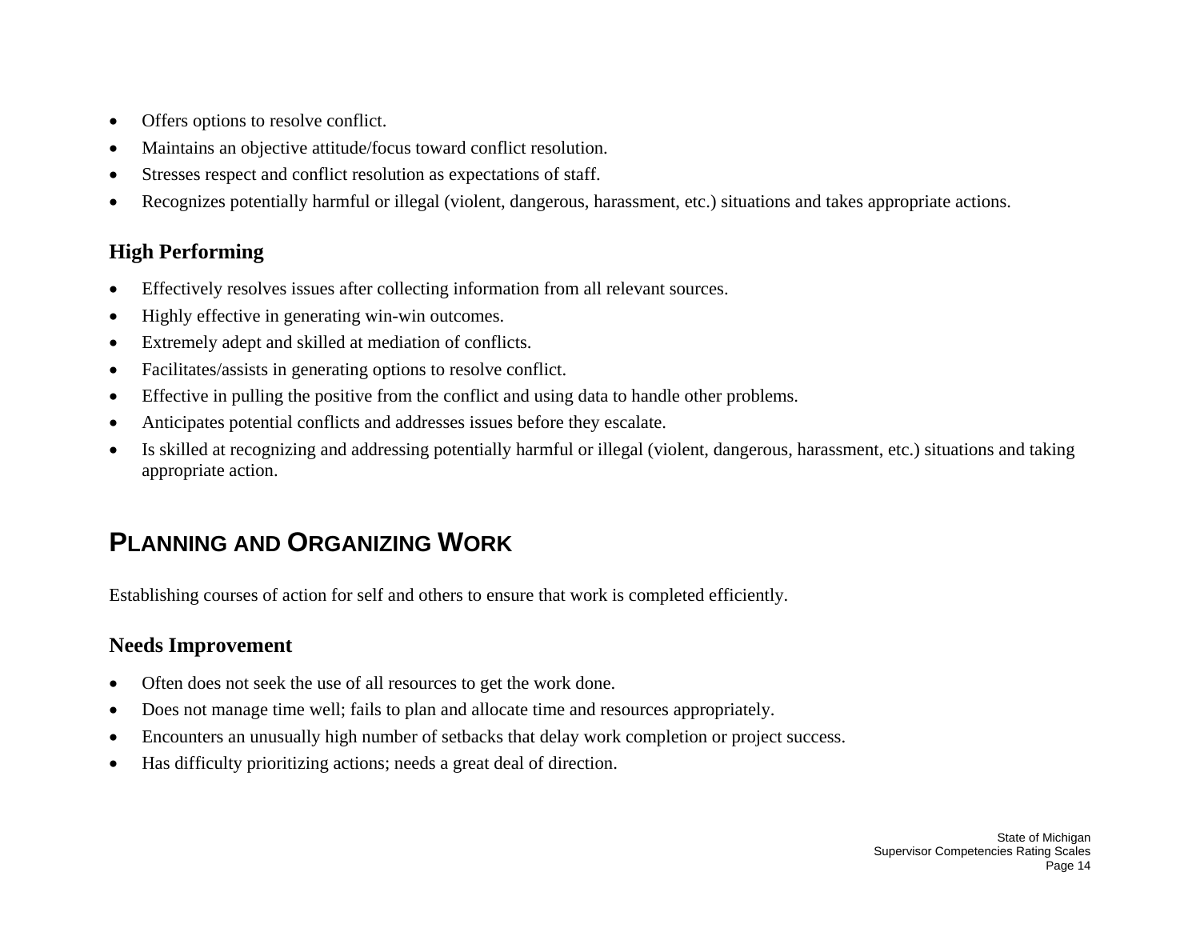- Offers options to resolve conflict.
- Maintains an objective attitude/focus toward conflict resolution.
- Stresses respect and conflict resolution as expectations of staff.
- Recognizes potentially harmful or illegal (violent, dangerous, harassment, etc.) situations and takes appropriate actions.

### High Performing

- Effectively resolves issues after collecting information from all relevant sources.
- Highly effective in generating win-win outcomes.
- Extremely adept and skilled at mediation of conflicts.
- Facilitates/assists in generating options to resolve conflict.
- Effective in pulling the positive from the conflict and using data to handle other problems.
- Anticipates potential conflicts and addresses issues before they escalate.
- Is skilled at recognizing and addressing potentially harmful or illegal (violent, dangerous, harassment, etc.) situations and taking appropriate action.

## PLANNING AND ORGANIZING WORK

Establishing courses of action for self and others to ensure that work is completed efficiently.

### Needs Improvement

- Often does not seek the use of all resources to get the work done.
- Does not manage time well; fails to plan and allocate time and resources appropriately.
- Encounters an unusually high number of setbacks that delay work completion or project success.
- Has difficulty prioritizing actions; needs a great deal of direction.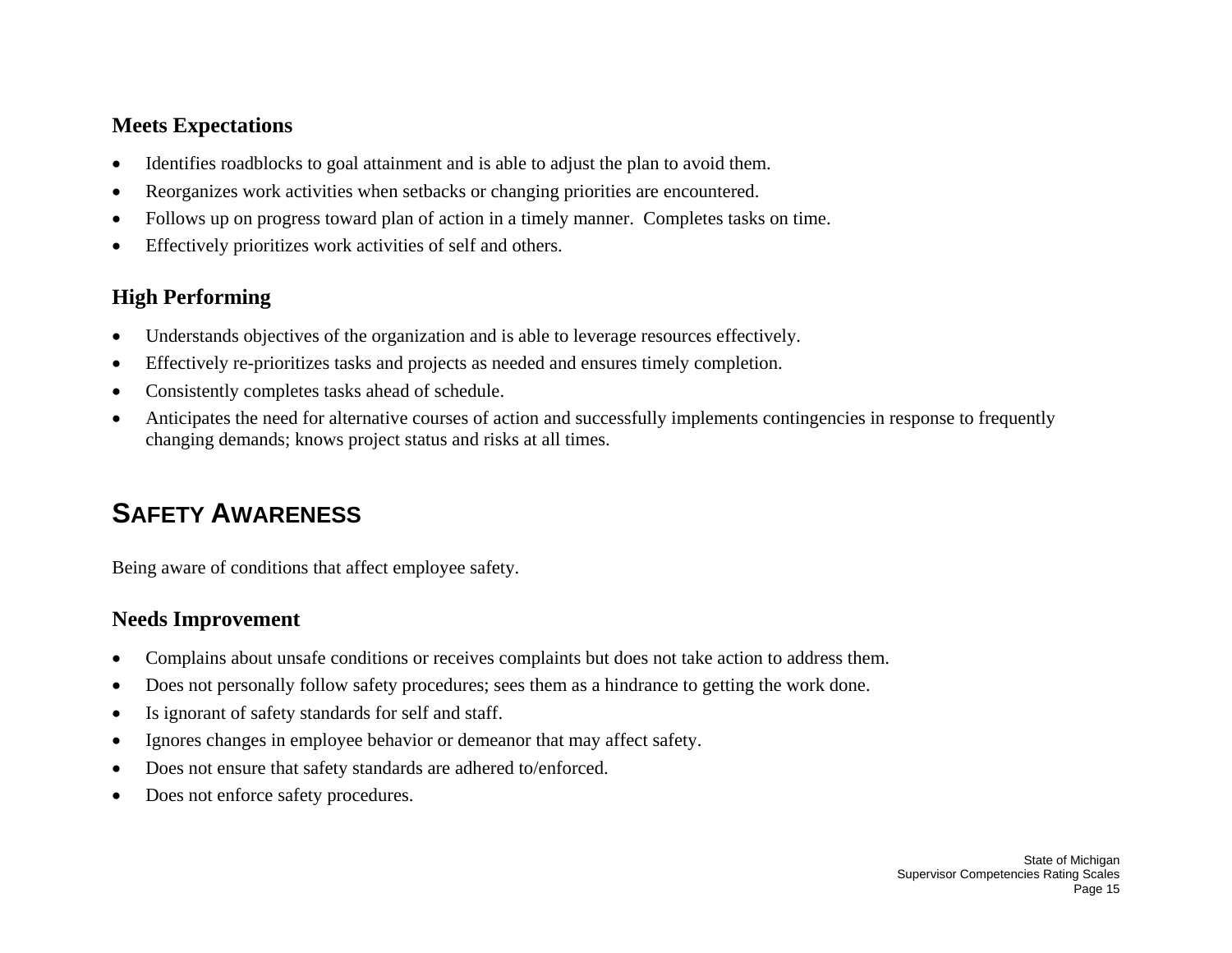### Meets Expectations

- Identifies roadblocks to goal attainment and is able to adjust the plan to avoid them.
- Reorganizes work activities when setbacks or changing priorities are encountered.
- Follows up on progress toward plan of action in a timely manner. Completes tasks on time.
- Effectively prioritizes work activities of self and others.

### High Performing

- Understands objectives of the organization and is able to leverage resources effectively.
- Effectively re-prioritizes tasks and projects as needed and ensures timely completion.
- Consistently completes tasks ahead of schedule.
- Anticipates the need for alternative courses of action and successfully implements contingencies in response to frequently changing demands; knows project status and risks at all times.

## SAFETY AWARENESS

Being aware of conditions that affect employee safety.

### Needs Improvement

- Complains about unsafe conditions or receives complaints but does not take action to address them.
- Does not personally follow safety procedures; sees them as a hindrance to getting the work done.
- Is ignorant of safety standards for self and staff.
- Ignores changes in employee behavior or demeanor that may affect safety.
- Does not ensure that safety standards are adhered to/enforced.
- Does not enforce safety procedures.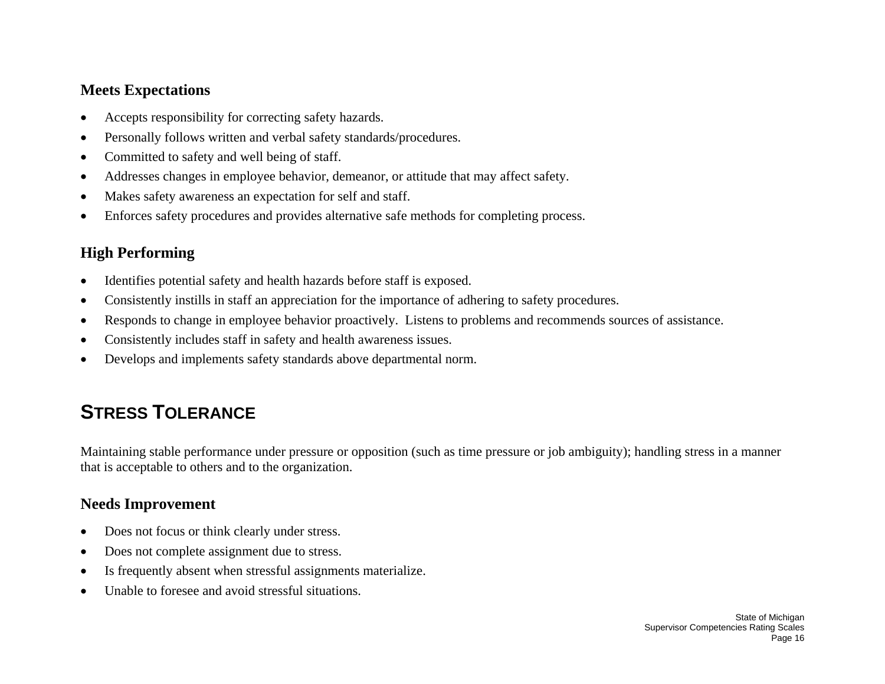### Meets Expectations

- Accepts responsibility for correcting safety hazards.
- Personally follows written and verbal safety standards/procedures.
- Committed to safety and well being of staff.
- Addresses changes in employee behavior, demeanor, or attitude that may affect safety.
- Makes safety awareness an expectation for self and staff.
- Enforces safety procedures and provides alternative safe methods for completing process.

### High Performing

- Identifies potential safety and health hazards before staff is exposed.
- Consistently instills in staff an appreciation for the importance of adhering to safety procedures.
- Responds to change in employee behavior proactively. Listens to problems and recommends sources of assistance.
- Consistently includes staff in safety and health awareness issues.
- Develops and implements safety standards above departmental norm.

## STRESS TOLERANCE

Maintaining stable performance under pressure or opposition (such as time pressure or job ambiguity); handling stress in a manner that is acceptable to others and to the organization.

### Needs Improvement

- Does not focus or think clearly under stress.
- Does not complete assignment due to stress.
- Is frequently absent when stressful assignments materialize.
- Unable to foresee and avoid stressful situations.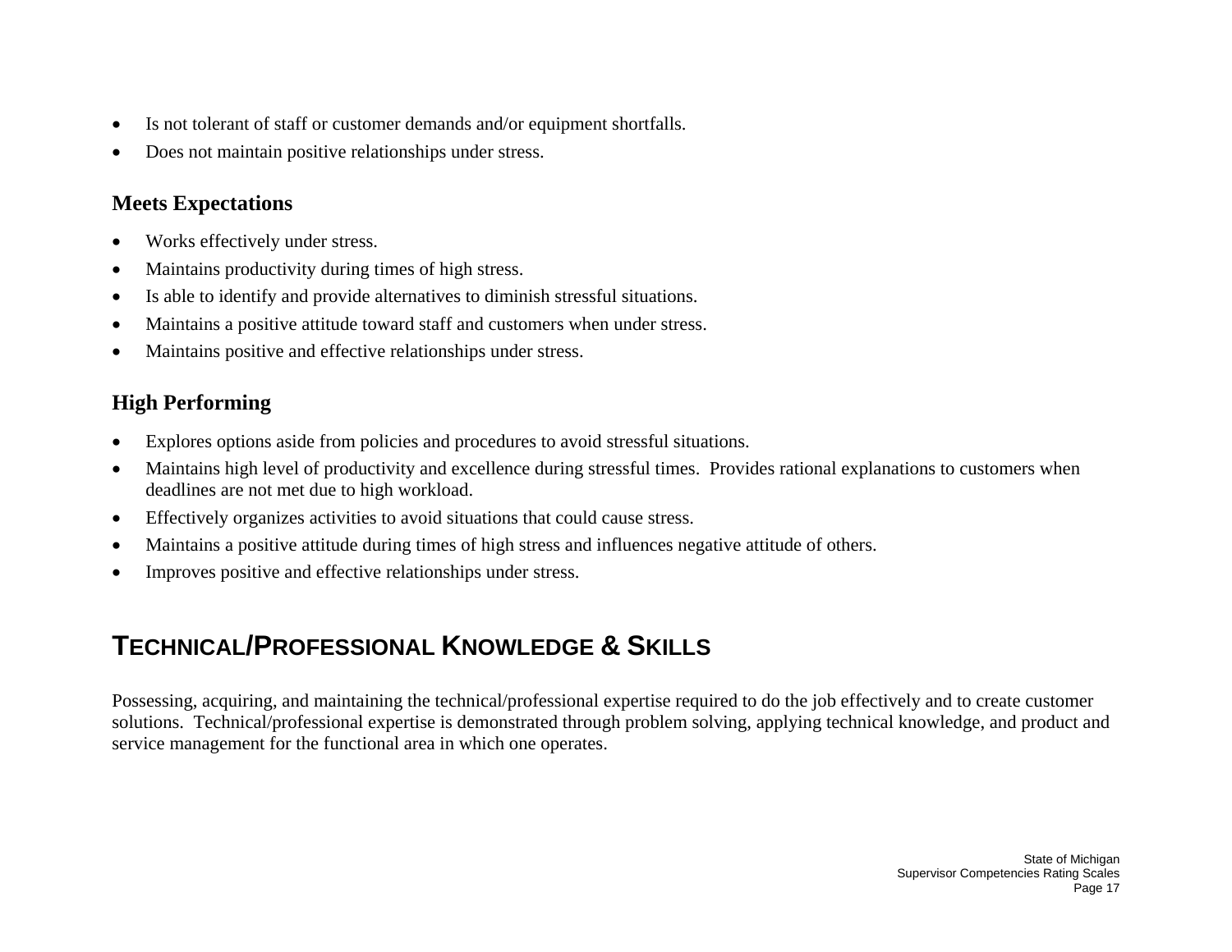- Is not tolerant of staff or customer demands and/or equipment shortfalls.
- Does not maintain positive relationships under stress.

### Meets Expectations

- Works effectively under stress.
- Maintains productivity during times of high stress.
- Is able to identify and provide alternatives to diminish stressful situations.
- Maintains a positive attitude toward staff and customers when under stress.
- Maintains positive and effective relationships under stress.

### High Performing

- Explores options aside from policies and procedures to avoid stressful situations.
- Maintains high level of productivity and excellence during stressful times. Provides rational explanations to customers when deadlines are not met due to high workload.
- Effectively organizes activities to avoid situations that could cause stress.
- Maintains a positive attitude during times of high stress and influences negative attitude of others.
- Improves positive and effective relationships under stress.

## TECHNICAL/PROFESSIONAL KNOWLEDGE & SKILLS

Possessing, acquiring, and maintaining the technical/professional expertise required to do the job effectively and to create customer solutions. Technical/professional expertise is demonstrated through problem solving, applying technical knowledge, and product and service management for the functional area in which one operates.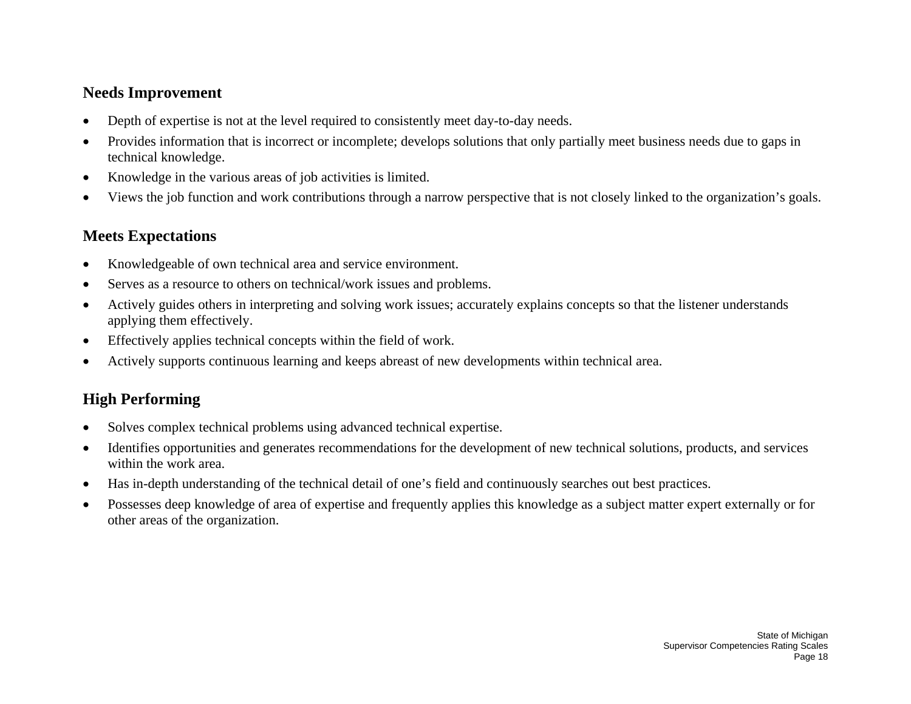## Needs Improvement

- Depth of expertise is not at the level required to consistently meet day-to-day needs.
- Provides information that is incorrect or incomplete; develops solutions that only partially meet business needs due to gaps in technical knowledge.
- Knowledge in the various areas of job activities is limited.
- Views the job function and work contributions through a narrow perspective that is not closely linked to the organization's goals.

## Meets Expectations

- Knowledgeable of own technical area and service environment.
- Serves as a resource to others on technical/work issues and problems.
- Actively guides others in interpreting and solving work issues; accurately explains concepts so that the listener understands applying them effectively.
- Effectively applies technical concepts within the field of work.
- Actively supports continuous learning and keeps abreast of new developments within technical area.

## High Performing

- Solves complex technical problems using advanced technical expertise.
- Identifies opportunities and generates recommendations for the development of new technical solutions, products, and services within the work area.
- Has in-depth understanding of the technical detail of one's field and continuously searches out best practices.
- Possesses deep knowledge of area of expertise and frequently applies this knowledge as a subject matter expert externally or for other areas of the organization.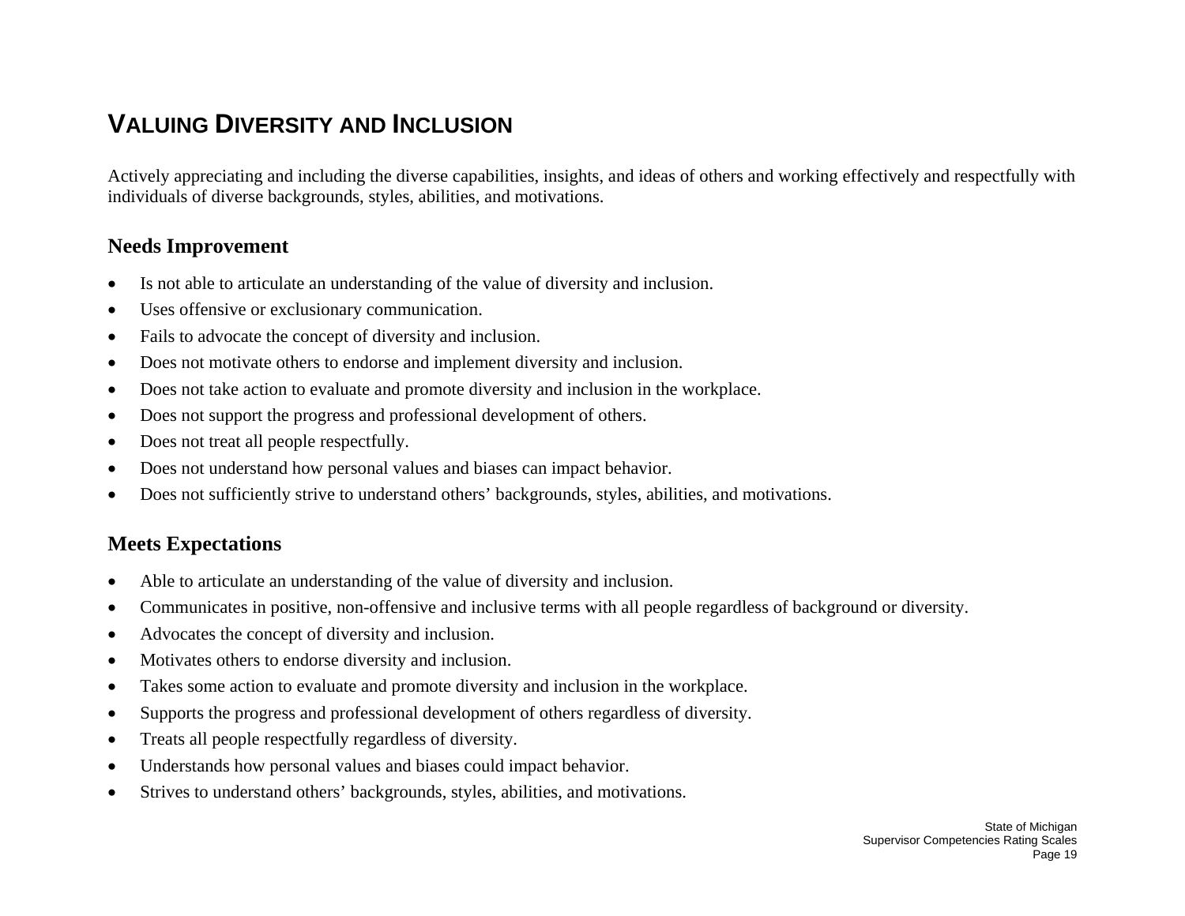# Valuing Diversity and Inclusion

Actively appreciating and including the diverse capabilities, insights, and ideas of others and working effectively and respectfully with individuals of diverse backgrounds, styles, abilities, and motivations.

## Needs Improvement

- Is not able to articulate an understanding of the value of diversity and inclusion.
- Uses offensive or exclusionary communication.
- Fails to advocate the concept of diversity and inclusion.
- Does not motivate others to endorse and implement diversity and inclusion.
- Does not take action to evaluate and promote diversity and inclusion in the workplace.
- Does not support the progress and professional development of others.
- Does not treat all people respectfully.
- Does not understand how personal values and biases can impact behavior.
- Does not sufficiently strive to understand others' backgrounds, styles, abilities, and motivations.

## Meets Expectations

- Able to articulate an understanding of the value of diversity and inclusion.
- Communicates in positive, non-offensive and inclusive terms with all people regardless of background or diversity.
- Advocates the concept of diversity and inclusion.
- Motivates others to endorse diversity and inclusion.
- Takes some action to evaluate and promote diversity and inclusion in the workplace.
- Supports the progress and professional development of others regardless of diversity.
- Treats all people respectfully regardless of diversity.
- Understands how personal values and biases could impact behavior.
- Strives to understand others' backgrounds, styles, abilities, and motivations.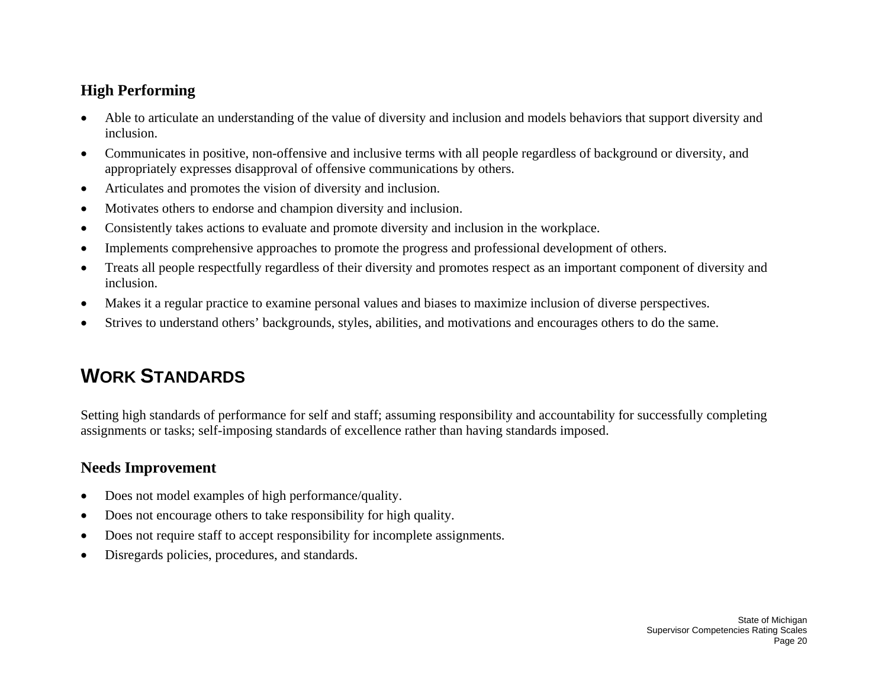### High Performing

- Able to articulate an understanding of the value of diversity and inclusion and models behaviors that support diversity and inclusion.
- Communicates in positive, non-offensive and inclusive terms with all people regardless of background or diversity, and appropriately expresses disapproval of offensive communications by others.
- Articulates and promotes the vision of diversity and inclusion.
- Motivates others to endorse and champion diversity and inclusion.
- Consistently takes actions to evaluate and promote diversity and inclusion in the workplace.
- Implements comprehensive approaches to promote the progress and professional development of others.
- Treats all people respectfully regardless of their diversity and promotes respect as an important component of diversity and inclusion.
- Makes it a regular practice to examine personal values and biases to maximize inclusion of diverse perspectives.
- Strives to understand others' backgrounds, styles, abilities, and motivations and encourages others to do the same.

## WORK STANDARDS

Setting high standards of performance for self and staff; assuming responsibility and accountability for successfully completing assignments or tasks; self-imposing standards of excellence rather than having standards imposed.

### Needs Improvement

- Does not model examples of high performance/quality.
- Does not encourage others to take responsibility for high quality.
- Does not require staff to accept responsibility for incomplete assignments.
- Disregards policies, procedures, and standards.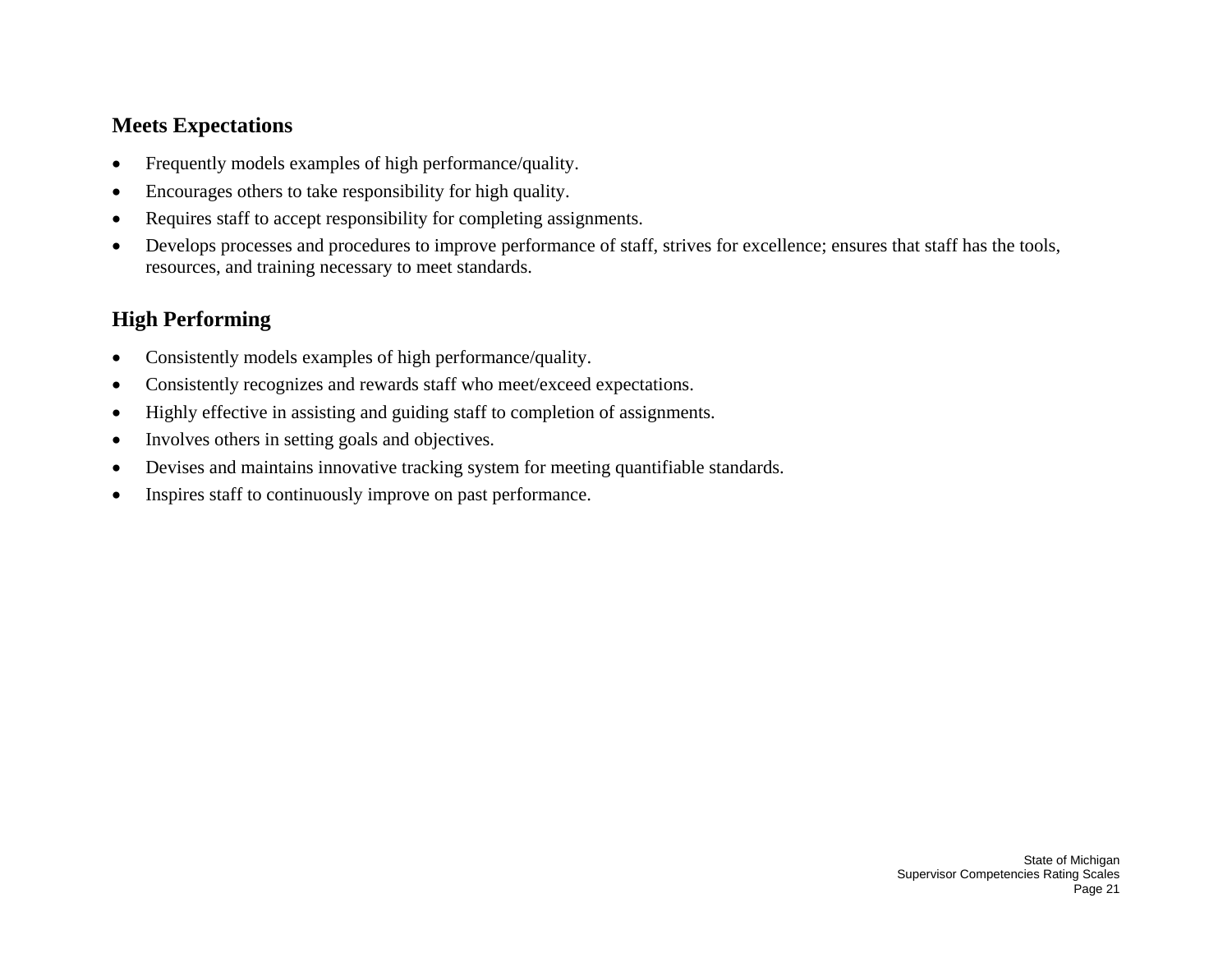## Meets Expectations

- Frequently models examples of high performance/quality.
- Encourages others to take responsibility for high quality.
- Requires staff to accept responsibility for completing assignments.
- Develops processes and procedures to improve performance of staff, strives for excellence; ensures that staff has the tools, resources, and training necessary to meet standards.

## High Performing

- Consistently models examples of high performance/quality.
- Consistently recognizes and rewards staff who meet/exceed expectations.
- Highly effective in assisting and guiding staff to completion of assignments.
- Involves others in setting goals and objectives.
- Devises and maintains innovative tracking system for meeting quantifiable standards.
- Inspires staff to continuously improve on past performance.